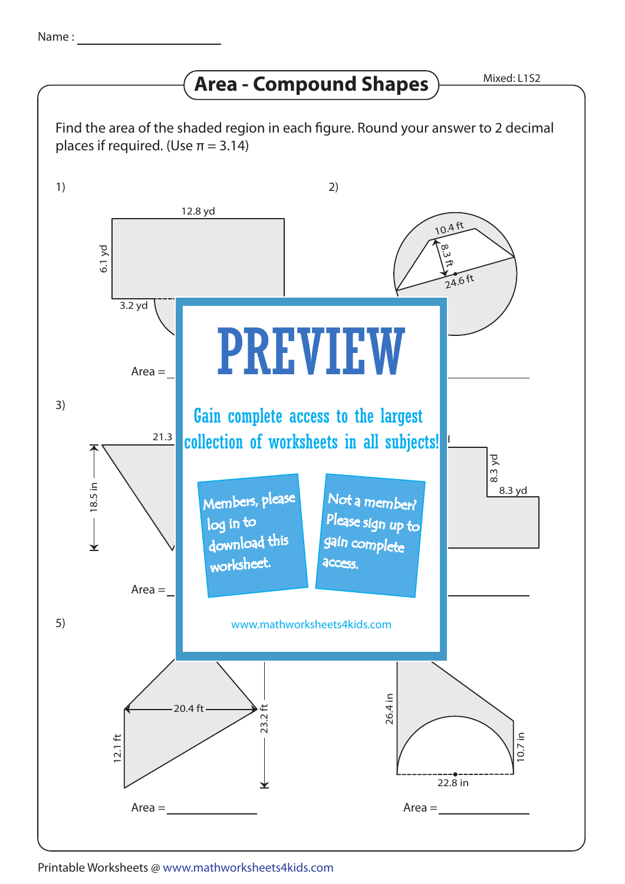Name : ________________

# Area - Compound Shapes

Mixed: L1S2

Find the area of the shaded region in each figure. Round your answer to 2 decimal places if required. (Use π = 3.14)

1)

12.8 yd

6.1 yd

3.2 yd

Area = ________________

2)

10.4 ft

8.3 ft

24.6 ft

Area = ________________

3)

21.3

18.5 in

Area = ________________

4)

8.3 yd

8.3 yd

Area = ________________

# PREVIEW

Gain complete access to the largest collection of worksheets in all subjects!

Members, please log in to download this worksheet.

Not a member? Please sign up to gain complete access.

www.mathworksheets4kids.com

5)

20.4 ft

12.1 ft

23.2 ft

Area = ________________

6)

26.4 in

10.7 in

22.8 in

Area = ________________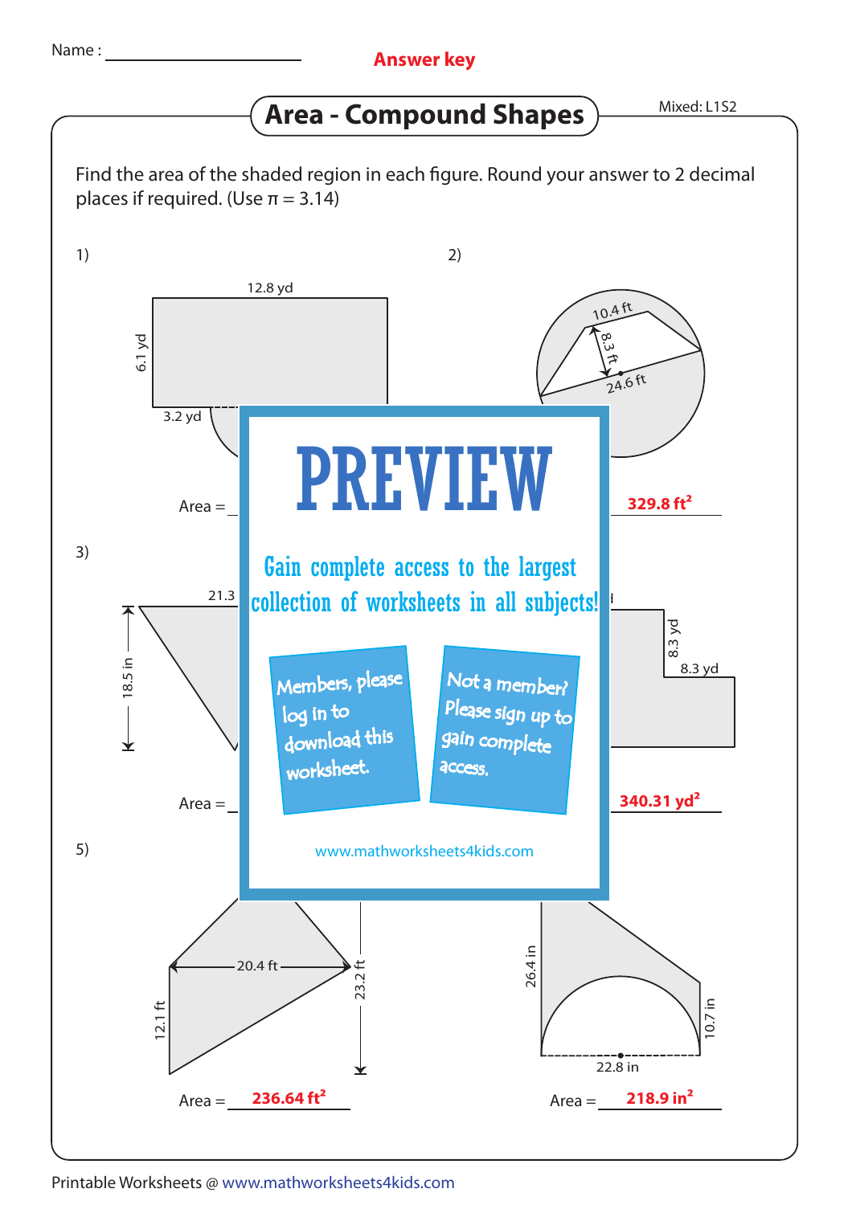Name :

**Answer key**

## Area - Compound Shapes

Mixed: L1S2

Find the area of the shaded region in each figure. Round your answer to 2 decimal places if required. (Use π = 3.14)

1)

12.8 yd

6.1 yd

3.2 yd

Area =

2)

10.4 ft

8.3 ft

24.6 ft

Area = **329.8 ft²**

3)

21.3

18.5 in

Area =

4)

8.3 yd

8.3 yd

Area = **340.31 yd²**

**PREVIEW**

Gain complete access to the largest collection of worksheets in all subjects!

Members, please log in to download this worksheet.

Not a member? Please sign up to gain complete access.

www.mathworksheets4kids.com

5)

20.4 ft

12.1 ft

23.2 ft

Area = **236.64 ft²**

6)

26.4 in

10.7 in

22.8 in

Area = **218.9 in²**

Printable Worksheets @ www.mathworksheets4kids.com